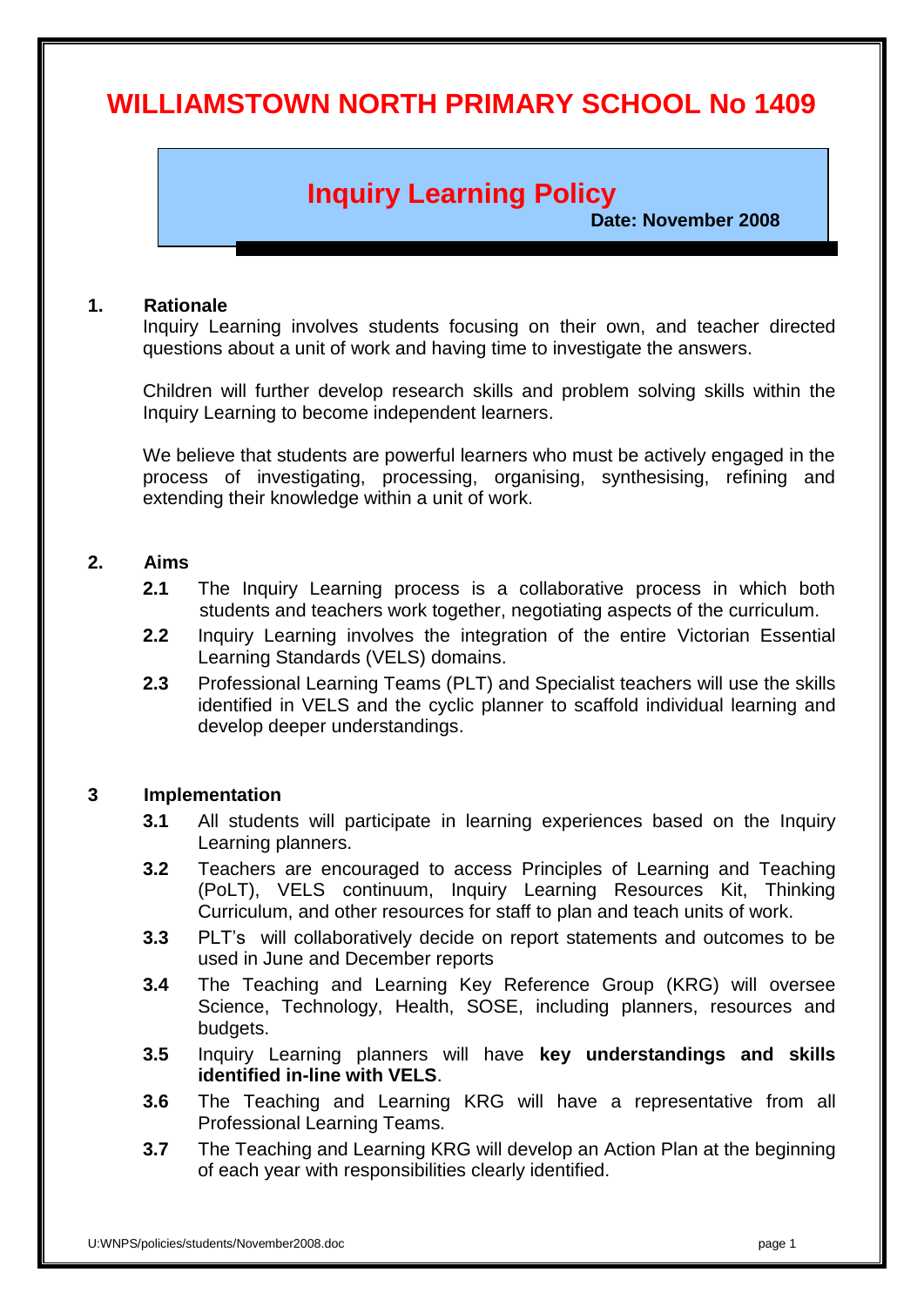# WILLIAMSTOWN NORTH PRIMARY SCHOOL No 1409

## Inquiry Learning Policy

**Date: November 2008**

### 1. Rationale

Inquiry Learning involves students focusing on their own, and teacher directed questions about a unit of work and having time to investigate the answers.

Children will further develop research skills and problem solving skills within the Inquiry Learning to become independent learners.

We believe that students are powerful learners who must be actively engaged in the process of investigating, processing, organising, synthesising, refining and extending their knowledge within a unit of work.

### 2. Aims

**2.1** The Inquiry Learning process is a collaborative process in which both students and teachers work together, negotiating aspects of the curriculum.

**2.2** Inquiry Learning involves the integration of the entire Victorian Essential Learning Standards (VELS) domains.

**2.3** Professional Learning Teams (PLT) and Specialist teachers will use the skills identified in VELS and the cyclic planner to scaffold individual learning and develop deeper understandings.

### 3 Implementation

**3.1** All students will participate in learning experiences based on the Inquiry Learning planners.

**3.2** Teachers are encouraged to access Principles of Learning and Teaching (PoLT), VELS continuum, Inquiry Learning Resources Kit, Thinking Curriculum, and other resources for staff to plan and teach units of work.

**3.3** PLT's will collaboratively decide on report statements and outcomes to be used in June and December reports

**3.4** The Teaching and Learning Key Reference Group (KRG) will oversee Science, Technology, Health, SOSE, including planners, resources and budgets.

**3.5** Inquiry Learning planners will have **key understandings and skills identified in-line with VELS**.

**3.6** The Teaching and Learning KRG will have a representative from all Professional Learning Teams.

**3.7** The Teaching and Learning KRG will develop an Action Plan at the beginning of each year with responsibilities clearly identified.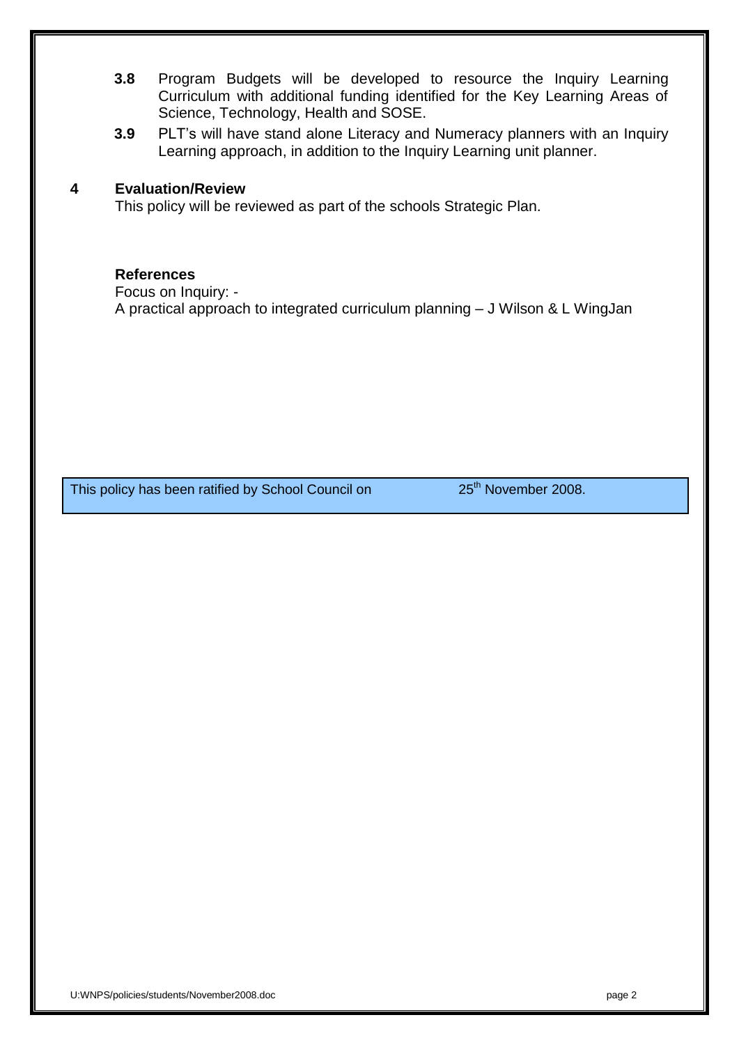**3.8** Program Budgets will be developed to resource the Inquiry Learning Curriculum with additional funding identified for the Key Learning Areas of Science, Technology, Health and SOSE.

**3.9** PLT's will have stand alone Literacy and Numeracy planners with an Inquiry Learning approach, in addition to the Inquiry Learning unit planner.

## 4 Evaluation/Review

This policy will be reviewed as part of the schools Strategic Plan.

### References

Focus on Inquiry: -
A practical approach to integrated curriculum planning – J Wilson & L WingJan

This policy has been ratified by School Council on 25th November 2008.